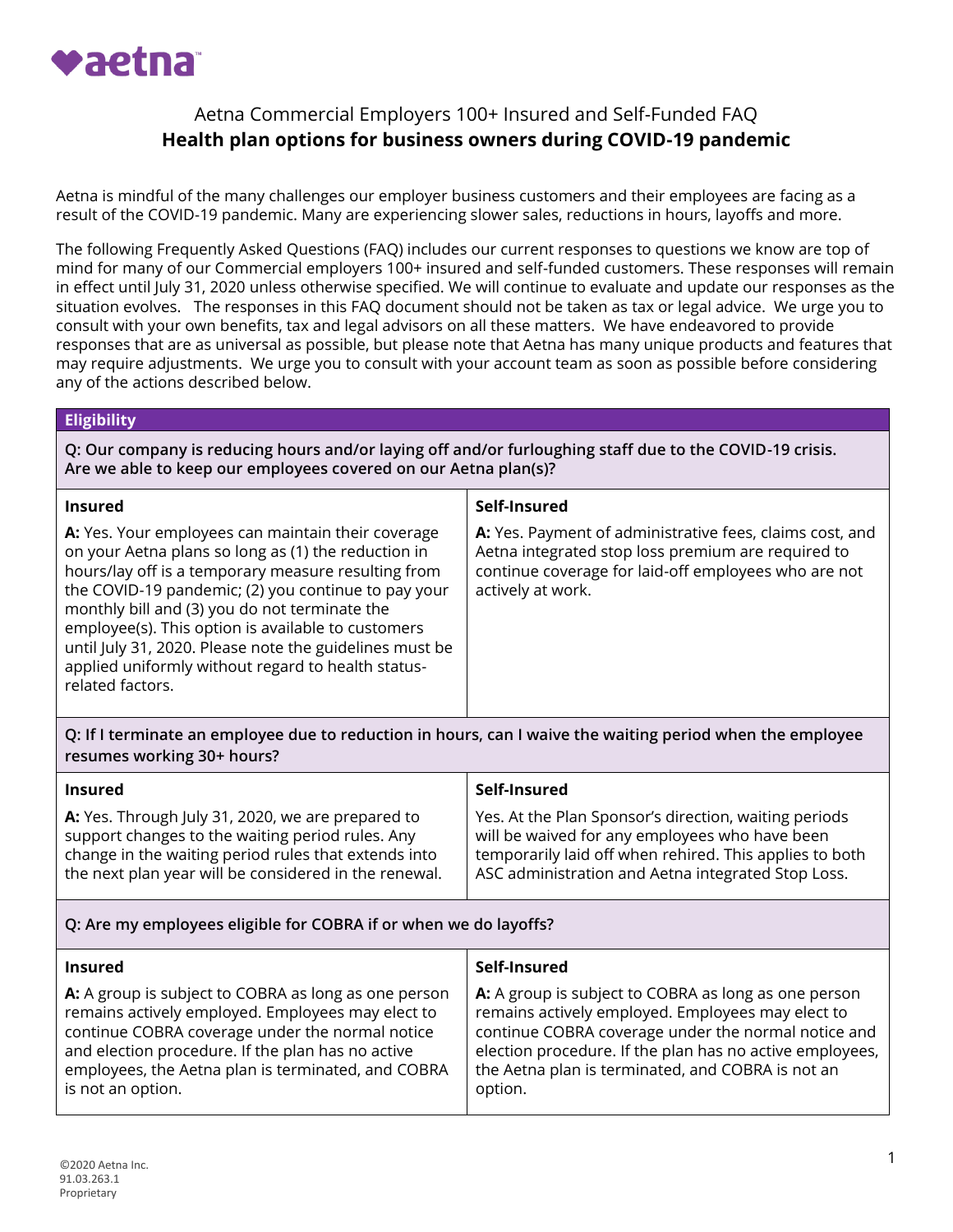# Aetna Commercial Employers 100+ Insured and Self-Funded FAQ

## Health plan options for business owners during COVID-19 pandemic

Aetna is mindful of the many challenges our employer business customers and their employees are facing as a result of the COVID-19 pandemic. Many are experiencing slower sales, reductions in hours, layoffs and more.

The following Frequently Asked Questions (FAQ) includes our current responses to questions we know are top of mind for many of our Commercial employers 100+ insured and self-funded customers. These responses will remain in effect until July 31, 2020 unless otherwise specified. We will continue to evaluate and update our responses as the situation evolves. The responses in this FAQ document should not be taken as tax or legal advice. We urge you to consult with your own benefits, tax and legal advisors on all these matters. We have endeavored to provide responses that are as universal as possible, but please note that Aetna has many unique products and features that may require adjustments. We urge you to consult with your account team as soon as possible before considering any of the actions described below.

### Eligibility

**Q: Our company is reducing hours and/or laying off and/or furloughing staff due to the COVID-19 crisis. Are we able to keep our employees covered on our Aetna plan(s)?**

| Insured | Self-Insured |
|---|---|
| **A:** Yes. Your employees can maintain their coverage on your Aetna plans so long as (1) the reduction in hours/lay off is a temporary measure resulting from the COVID-19 pandemic; (2) you continue to pay your monthly bill and (3) you do not terminate the employee(s). This option is available to customers until July 31, 2020. Please note the guidelines must be applied uniformly without regard to health status-related factors. | **A:** Yes. Payment of administrative fees, claims cost, and Aetna integrated stop loss premium are required to continue coverage for laid-off employees who are not actively at work. |

**Q: If I terminate an employee due to reduction in hours, can I waive the waiting period when the employee resumes working 30+ hours?**

| Insured | Self-Insured |
|---|---|
| **A:** Yes. Through July 31, 2020, we are prepared to support changes to the waiting period rules. Any change in the waiting period rules that extends into the next plan year will be considered in the renewal. | Yes. At the Plan Sponsor's direction, waiting periods will be waived for any employees who have been temporarily laid off when rehired. This applies to both ASC administration and Aetna integrated Stop Loss. |

**Q: Are my employees eligible for COBRA if or when we do layoffs?**

| Insured | Self-Insured |
|---|---|
| **A:** A group is subject to COBRA as long as one person remains actively employed. Employees may elect to continue COBRA coverage under the normal notice and election procedure. If the plan has no active employees, the Aetna plan is terminated, and COBRA is not an option. | **A:** A group is subject to COBRA as long as one person remains actively employed. Employees may elect to continue COBRA coverage under the normal notice and election procedure. If the plan has no active employees, the Aetna plan is terminated, and COBRA is not an option. |

©2020 Aetna Inc.
91.03.263.1
Proprietary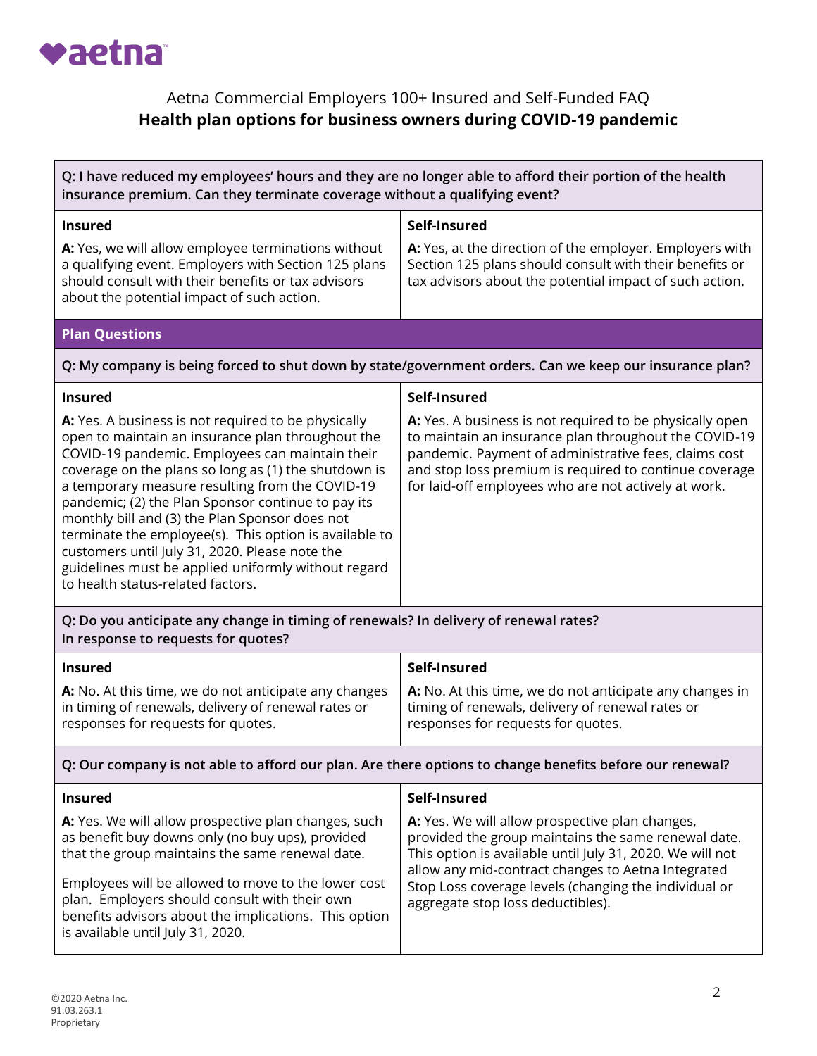aetna

Aetna Commercial Employers 100+ Insured and Self-Funded FAQ

**Health plan options for business owners during COVID-19 pandemic**

**Q: I have reduced my employees' hours and they are no longer able to afford their portion of the health insurance premium. Can they terminate coverage without a qualifying event?**

| Insured | Self-Insured |
|---|---|
| **A:** Yes, we will allow employee terminations without a qualifying event. Employers with Section 125 plans should consult with their benefits or tax advisors about the potential impact of such action. | **A:** Yes, at the direction of the employer. Employers with Section 125 plans should consult with their benefits or tax advisors about the potential impact of such action. |

## Plan Questions

**Q: My company is being forced to shut down by state/government orders. Can we keep our insurance plan?**

| Insured | Self-Insured |
|---|---|
| **A:** Yes. A business is not required to be physically open to maintain an insurance plan throughout the COVID-19 pandemic. Employees can maintain their coverage on the plans so long as (1) the shutdown is a temporary measure resulting from the COVID-19 pandemic; (2) the Plan Sponsor continue to pay its monthly bill and (3) the Plan Sponsor does not terminate the employee(s). This option is available to customers until July 31, 2020. Please note the guidelines must be applied uniformly without regard to health status-related factors. | **A:** Yes. A business is not required to be physically open to maintain an insurance plan throughout the COVID-19 pandemic. Payment of administrative fees, claims cost and stop loss premium is required to continue coverage for laid-off employees who are not actively at work. |

**Q: Do you anticipate any change in timing of renewals? In delivery of renewal rates? In response to requests for quotes?**

| Insured | Self-Insured |
|---|---|
| **A:** No. At this time, we do not anticipate any changes in timing of renewals, delivery of renewal rates or responses for requests for quotes. | **A:** No. At this time, we do not anticipate any changes in timing of renewals, delivery of renewal rates or responses for requests for quotes. |

**Q: Our company is not able to afford our plan. Are there options to change benefits before our renewal?**

| Insured | Self-Insured |
|---|---|
| **A:** Yes. We will allow prospective plan changes, such as benefit buy downs only (no buy ups), provided that the group maintains the same renewal date.<br><br>Employees will be allowed to move to the lower cost plan. Employers should consult with their own benefits advisors about the implications. This option is available until July 31, 2020. | **A:** Yes. We will allow prospective plan changes, provided the group maintains the same renewal date. This option is available until July 31, 2020. We will not allow any mid-contract changes to Aetna Integrated Stop Loss coverage levels (changing the individual or aggregate stop loss deductibles). |

©2020 Aetna Inc.
91.03.263.1
Proprietary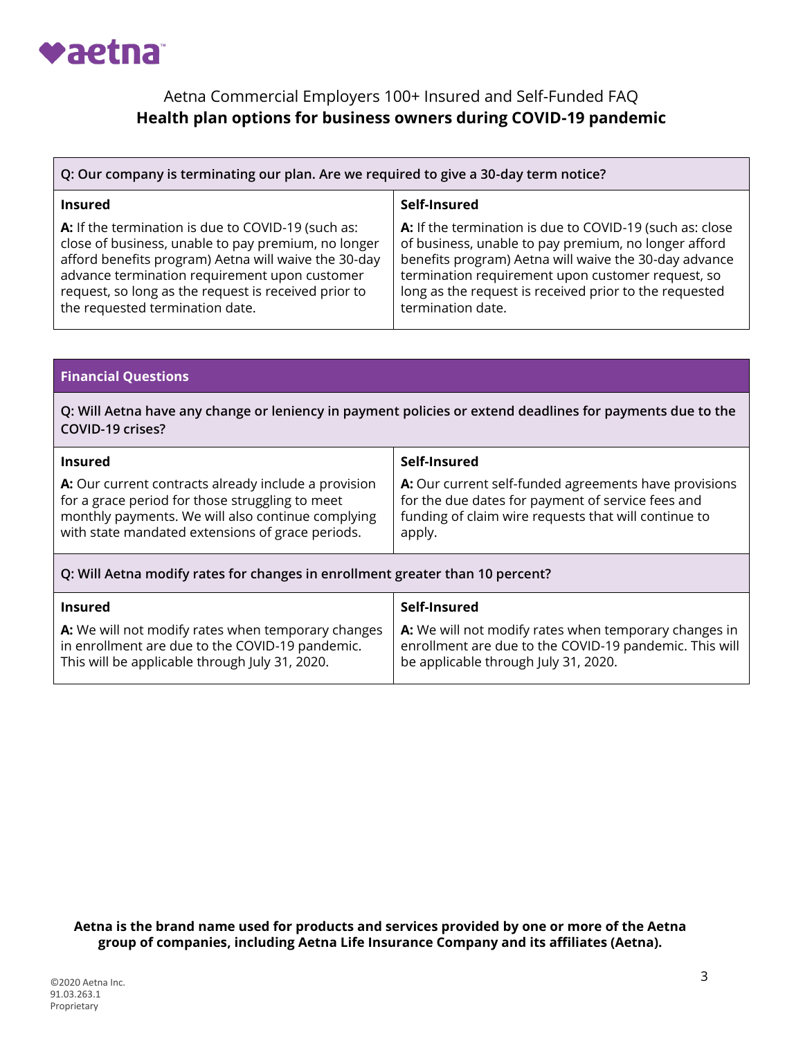Aetna Commercial Employers 100+ Insured and Self-Funded FAQ

# Health plan options for business owners during COVID-19 pandemic

| Q: Our company is terminating our plan. Are we required to give a 30-day term notice? | |
|---|---|
| **Insured** | **Self-Insured** |
| **A:** If the termination is due to COVID-19 (such as: close of business, unable to pay premium, no longer afford benefits program) Aetna will waive the 30-day advance termination requirement upon customer request, so long as the request is received prior to the requested termination date. | **A:** If the termination is due to COVID-19 (such as: close of business, unable to pay premium, no longer afford benefits program) Aetna will waive the 30-day advance termination requirement upon customer request, so long as the request is received prior to the requested termination date. |

## Financial Questions

| Q: Will Aetna have any change or leniency in payment policies or extend deadlines for payments due to the COVID-19 crises? | |
|---|---|
| **Insured** | **Self-Insured** |
| **A:** Our current contracts already include a provision for a grace period for those struggling to meet monthly payments. We will also continue complying with state mandated extensions of grace periods. | **A:** Our current self-funded agreements have provisions for the due dates for payment of service fees and funding of claim wire requests that will continue to apply. |

| Q: Will Aetna modify rates for changes in enrollment greater than 10 percent? | |
|---|---|
| **Insured** | **Self-Insured** |
| **A:** We will not modify rates when temporary changes in enrollment are due to the COVID-19 pandemic. This will be applicable through July 31, 2020. | **A:** We will not modify rates when temporary changes in enrollment are due to the COVID-19 pandemic. This will be applicable through July 31, 2020. |

**Aetna is the brand name used for products and services provided by one or more of the Aetna group of companies, including Aetna Life Insurance Company and its affiliates (Aetna).**

©2020 Aetna Inc.
91.03.263.1
Proprietary